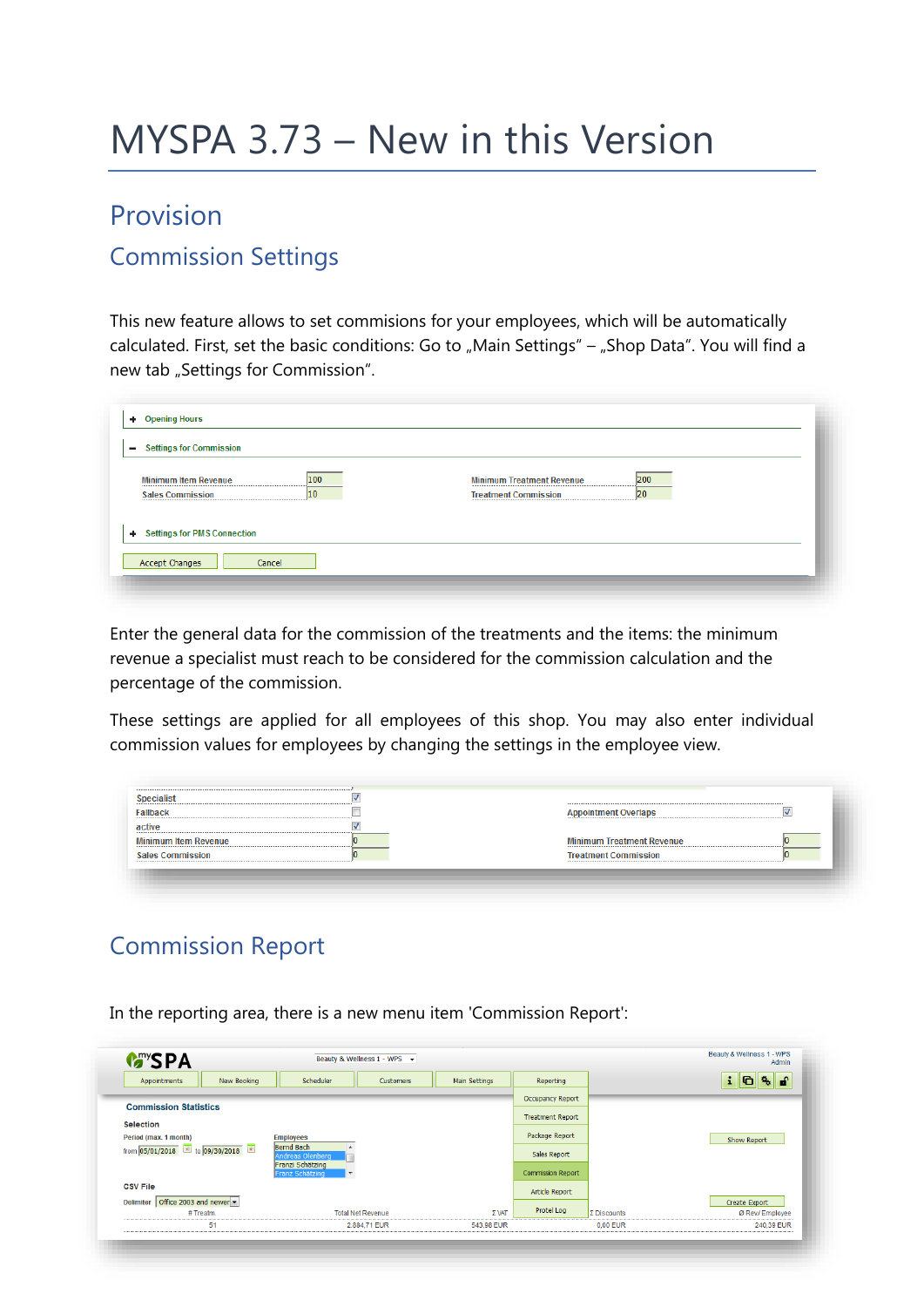# MYSPA 3.73 – New in this Version

## Provision

### Commission Settings

This new feature allows to set commisions for your employees, which will be automatically calculated. First, set the basic conditions: Go to „Main Settings" – „Shop Data". You will find a new tab „Settings for Commission".

Enter the general data for the commission of the treatments and the items: the minimum revenue a specialist must reach to be considered for the commission calculation and the percentage of the commission.

These settings are applied for all employees of this shop. You may also enter individual commission values for employees by changing the settings in the employee view.

### Commission Report

In the reporting area, there is a new menu item 'Commission Report':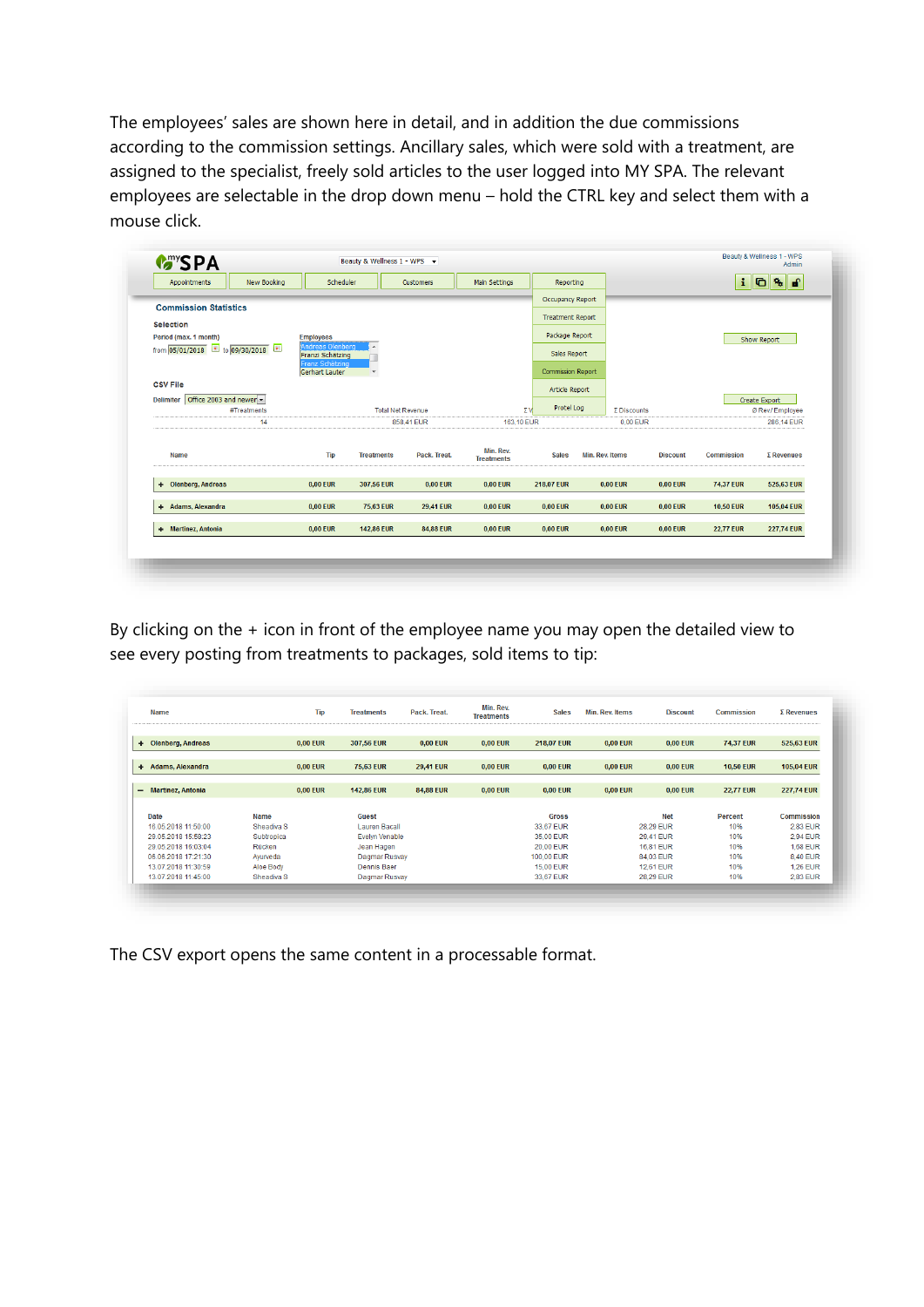The employees' sales are shown here in detail, and in addition the due commissions according to the commission settings. Ancillary sales, which were sold with a treatment, are assigned to the specialist, freely sold articles to the user logged into MY SPA. The relevant employees are selectable in the drop down menu – hold the CTRL key and select them with a mouse click.

By clicking on the + icon in front of the employee name you may open the detailed view to see every posting from treatments to packages, sold items to tip:

The CSV export opens the same content in a processable format.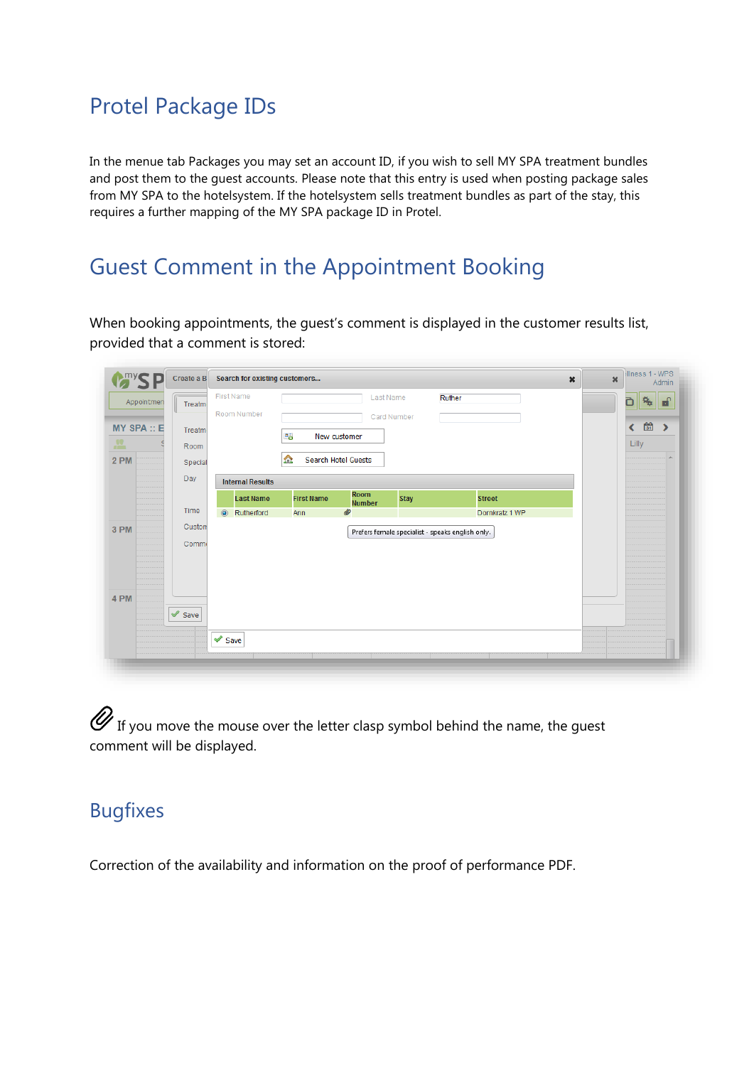# Protel Package IDs

In the menue tab Packages you may set an account ID, if you wish to sell MY SPA treatment bundles and post them to the guest accounts. Please note that this entry is used when posting package sales from MY SPA to the hotelsystem. If the hotelsystem sells treatment bundles as part of the stay, this requires a further mapping of the MY SPA package ID in Protel.

# Guest Comment in the Appointment Booking

When booking appointments, the guest's comment is displayed in the customer results list, provided that a comment is stored:

If you move the mouse over the letter clasp symbol behind the name, the guest comment will be displayed.

# Bugfixes

Correction of the availability and information on the proof of performance PDF.